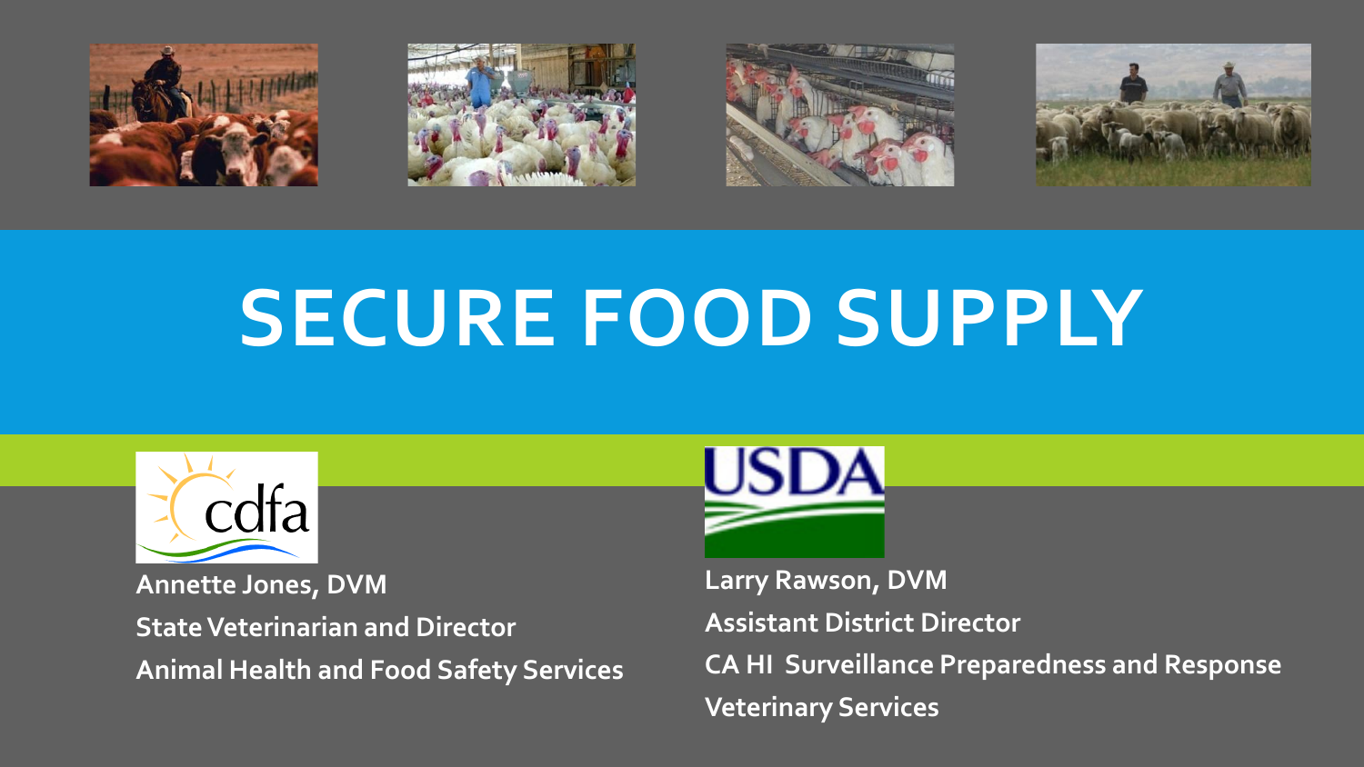# SECURE FOOD SUPPLY

**Annette Jones, DVM**
**State Veterinarian and Director**
**Animal Health and Food Safety Services**

**Larry Rawson, DVM**
**Assistant District Director**
**CA HI Surveillance Preparedness and Response**
**Veterinary Services**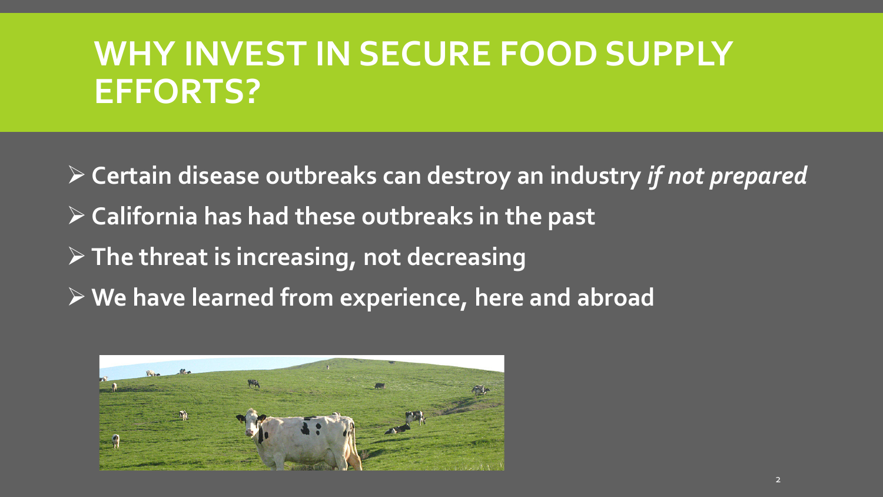# WHY INVEST IN SECURE FOOD SUPPLY EFFORTS?

- **Certain disease outbreaks can destroy an industry *if not prepared***
- **California has had these outbreaks in the past**
- **The threat is increasing, not decreasing**
- **We have learned from experience, here and abroad**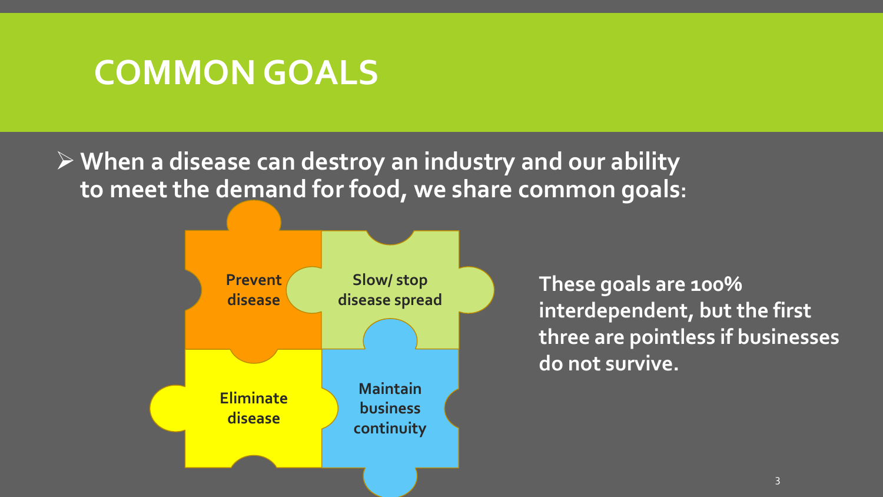# COMMON GOALS

- When a disease can destroy an industry and our ability to meet the demand for food, we share common goals:

- Prevent disease
- Slow/ stop disease spread
- Eliminate disease
- Maintain business continuity

**These goals are 100% interdependent, but the first three are pointless if businesses do not survive.**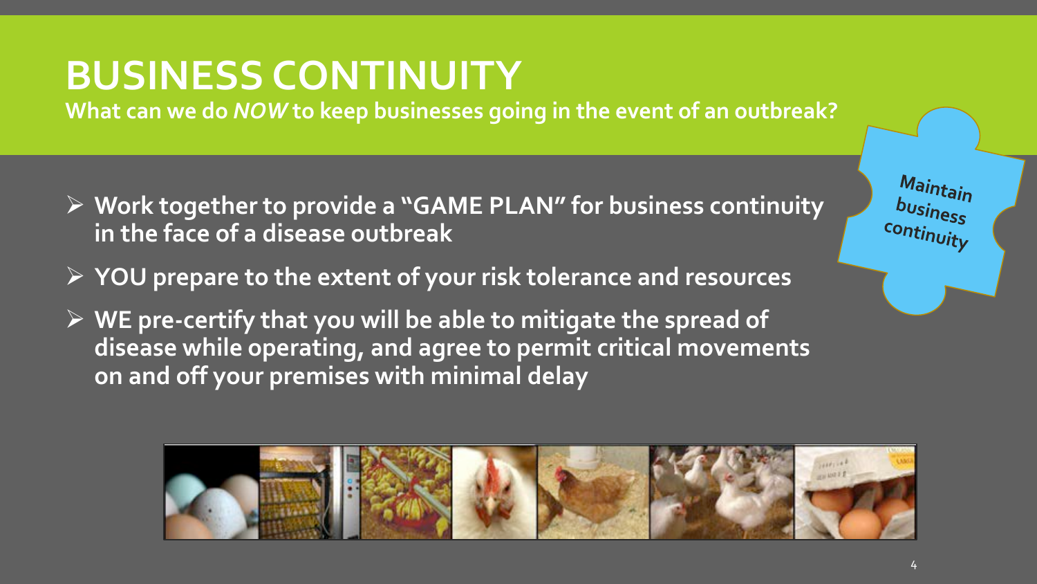# BUSINESS CONTINUITY

**What can we do *NOW* to keep businesses going in the event of an outbreak?**

- **Work together to provide a "GAME PLAN" for business continuity in the face of a disease outbreak**
- **YOU prepare to the extent of your risk tolerance and resources**
- **WE pre-certify that you will be able to mitigate the spread of disease while operating, and agree to permit critical movements on and off your premises with minimal delay**

Maintain business continuity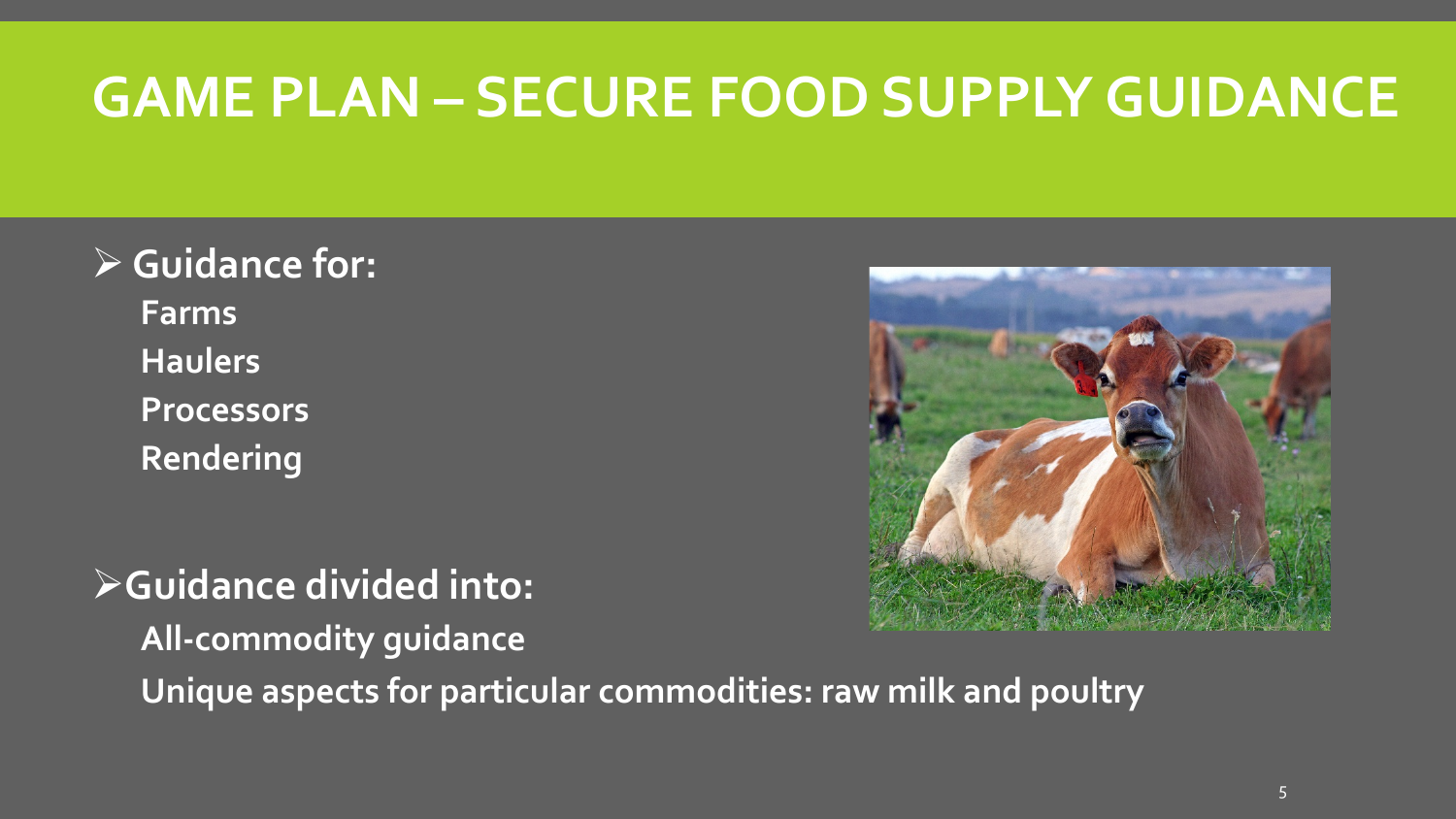# GAME PLAN – SECURE FOOD SUPPLY GUIDANCE

- **Guidance for:**
  - **Farms**
  - **Haulers**
  - **Processors**
  - **Rendering**

- **Guidance divided into:**
  - **All-commodity guidance**
  - **Unique aspects for particular commodities: raw milk and poultry**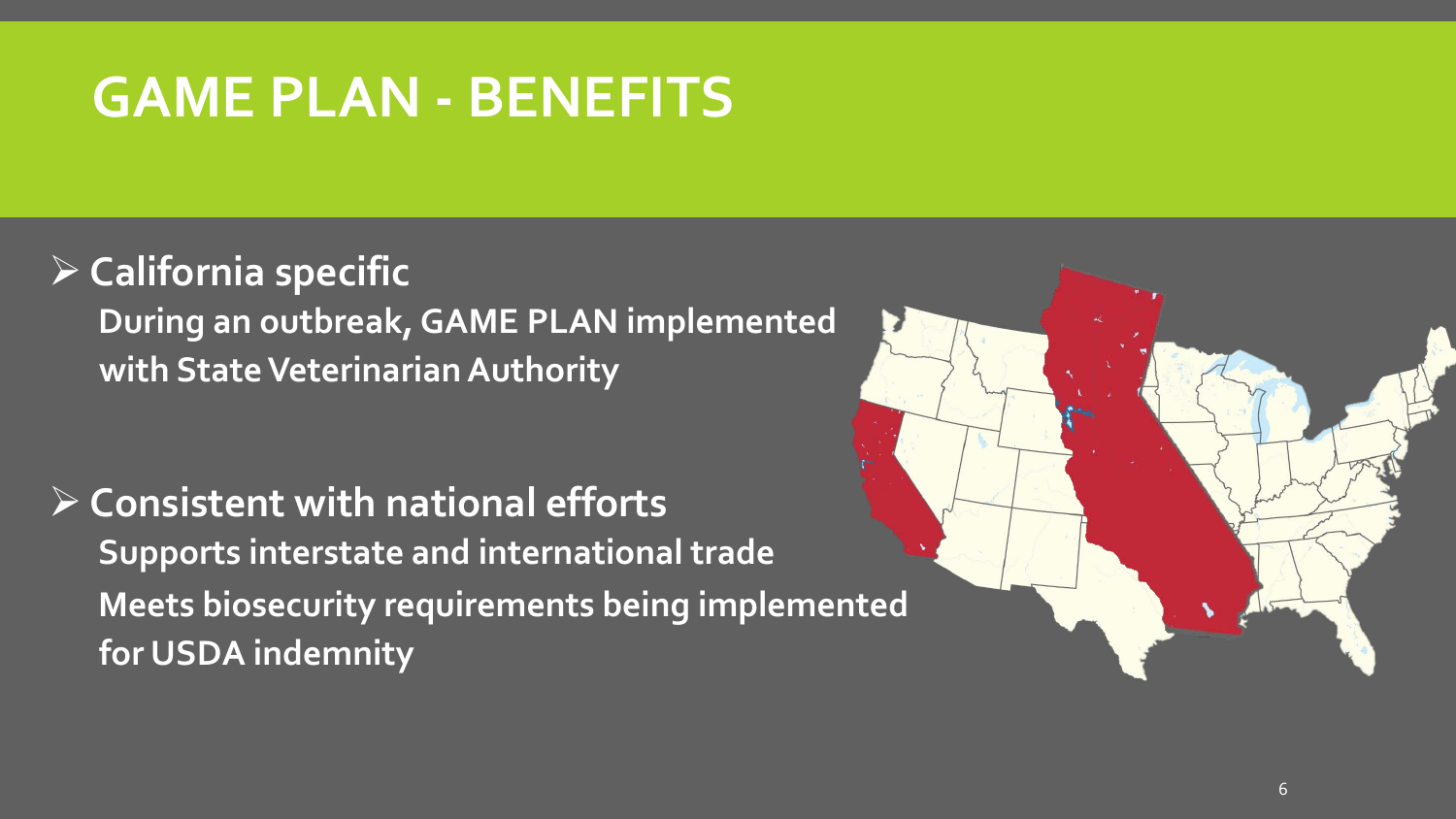# GAME PLAN - BENEFITS

- **California specific**

  **During an outbreak, GAME PLAN implemented with State Veterinarian Authority**

- **Consistent with national efforts**

  **Supports interstate and international trade**

  **Meets biosecurity requirements being implemented for USDA indemnity**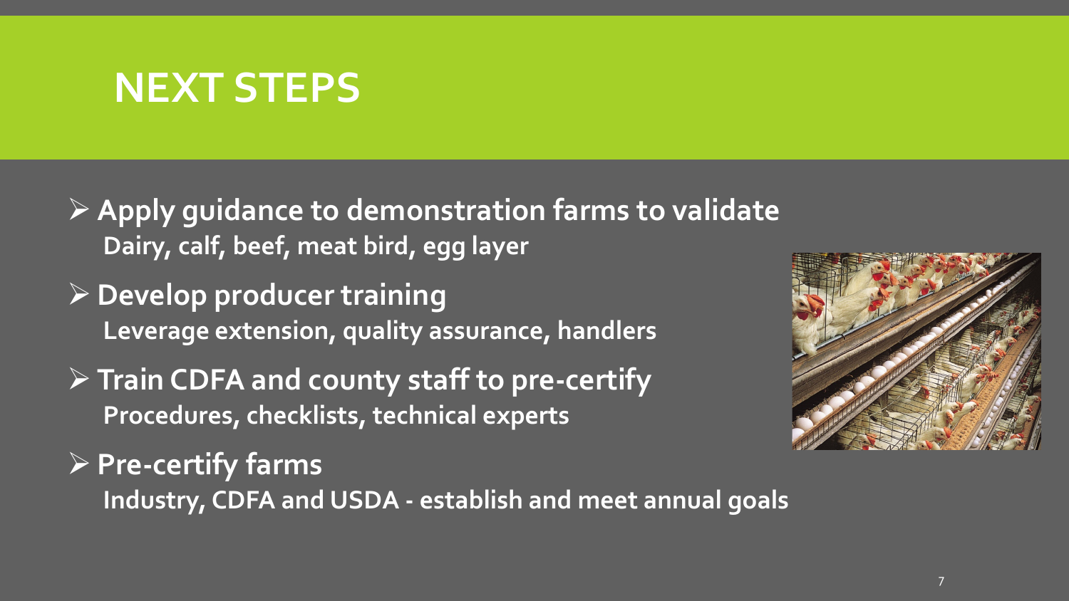# NEXT STEPS

- **Apply guidance to demonstration farms to validate**
  **Dairy, calf, beef, meat bird, egg layer**
- **Develop producer training**
  **Leverage extension, quality assurance, handlers**
- **Train CDFA and county staff to pre-certify**
  **Procedures, checklists, technical experts**
- **Pre-certify farms**
  **Industry, CDFA and USDA - establish and meet annual goals**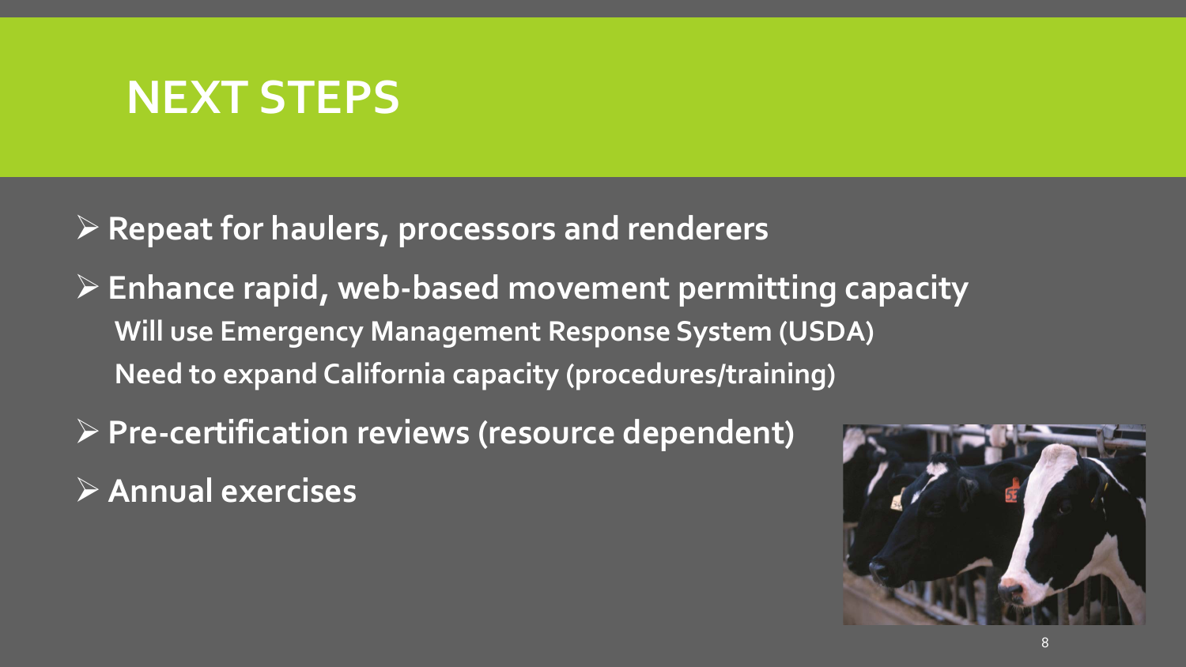# NEXT STEPS

- **Repeat for haulers, processors and renderers**
- **Enhance rapid, web-based movement permitting capacity**
  - **Will use Emergency Management Response System (USDA)**
  - **Need to expand California capacity (procedures/training)**
- **Pre-certification reviews (resource dependent)**
- **Annual exercises**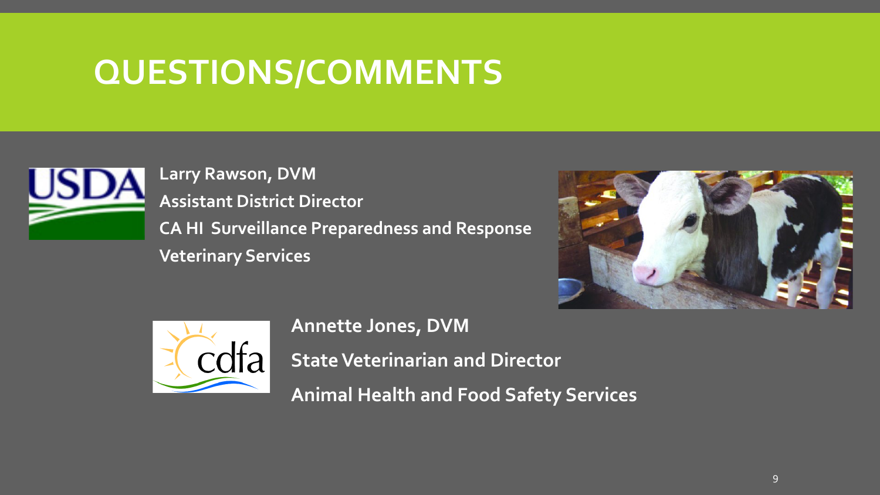# QUESTIONS/COMMENTS

**Larry Rawson, DVM**
**Assistant District Director**
**CA HI Surveillance Preparedness and Response**
**Veterinary Services**

**Annette Jones, DVM**
**State Veterinarian and Director**
**Animal Health and Food Safety Services**